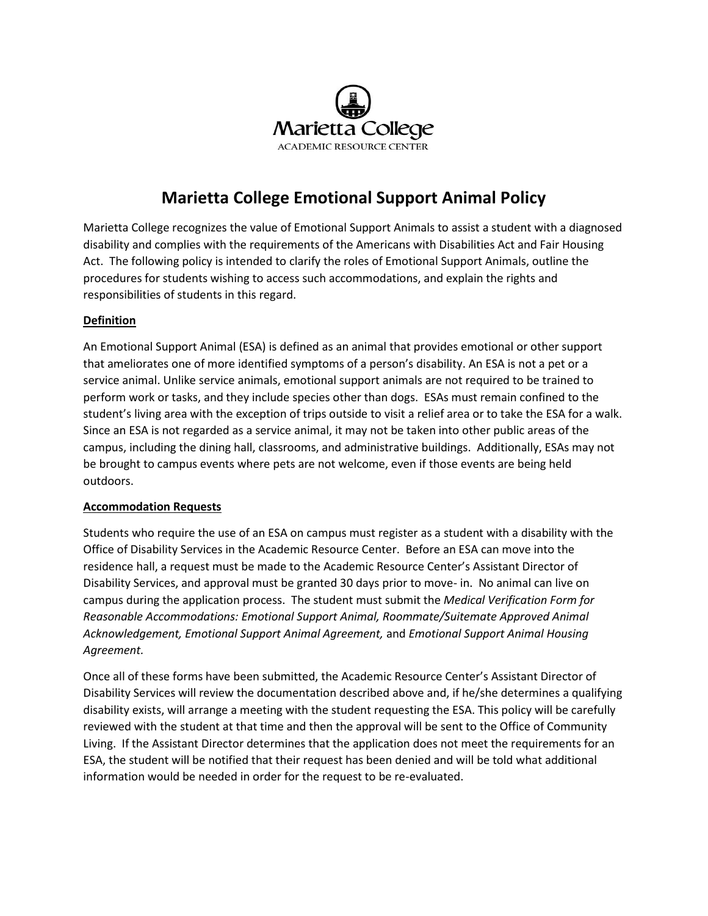Marietta College

ACADEMIC RESOURCE CENTER

# Marietta College Emotional Support Animal Policy

Marietta College recognizes the value of Emotional Support Animals to assist a student with a diagnosed disability and complies with the requirements of the Americans with Disabilities Act and Fair Housing Act. The following policy is intended to clarify the roles of Emotional Support Animals, outline the procedures for students wishing to access such accommodations, and explain the rights and responsibilities of students in this regard.

## Definition

An Emotional Support Animal (ESA) is defined as an animal that provides emotional or other support that ameliorates one of more identified symptoms of a person's disability. An ESA is not a pet or a service animal. Unlike service animals, emotional support animals are not required to be trained to perform work or tasks, and they include species other than dogs. ESAs must remain confined to the student's living area with the exception of trips outside to visit a relief area or to take the ESA for a walk. Since an ESA is not regarded as a service animal, it may not be taken into other public areas of the campus, including the dining hall, classrooms, and administrative buildings. Additionally, ESAs may not be brought to campus events where pets are not welcome, even if those events are being held outdoors.

## Accommodation Requests

Students who require the use of an ESA on campus must register as a student with a disability with the Office of Disability Services in the Academic Resource Center. Before an ESA can move into the residence hall, a request must be made to the Academic Resource Center's Assistant Director of Disability Services, and approval must be granted 30 days prior to move- in. No animal can live on campus during the application process. The student must submit the *Medical Verification Form for Reasonable Accommodations: Emotional Support Animal, Roommate/Suitemate Approved Animal Acknowledgement, Emotional Support Animal Agreement,* and *Emotional Support Animal Housing Agreement.*

Once all of these forms have been submitted, the Academic Resource Center's Assistant Director of Disability Services will review the documentation described above and, if he/she determines a qualifying disability exists, will arrange a meeting with the student requesting the ESA. This policy will be carefully reviewed with the student at that time and then the approval will be sent to the Office of Community Living. If the Assistant Director determines that the application does not meet the requirements for an ESA, the student will be notified that their request has been denied and will be told what additional information would be needed in order for the request to be re-evaluated.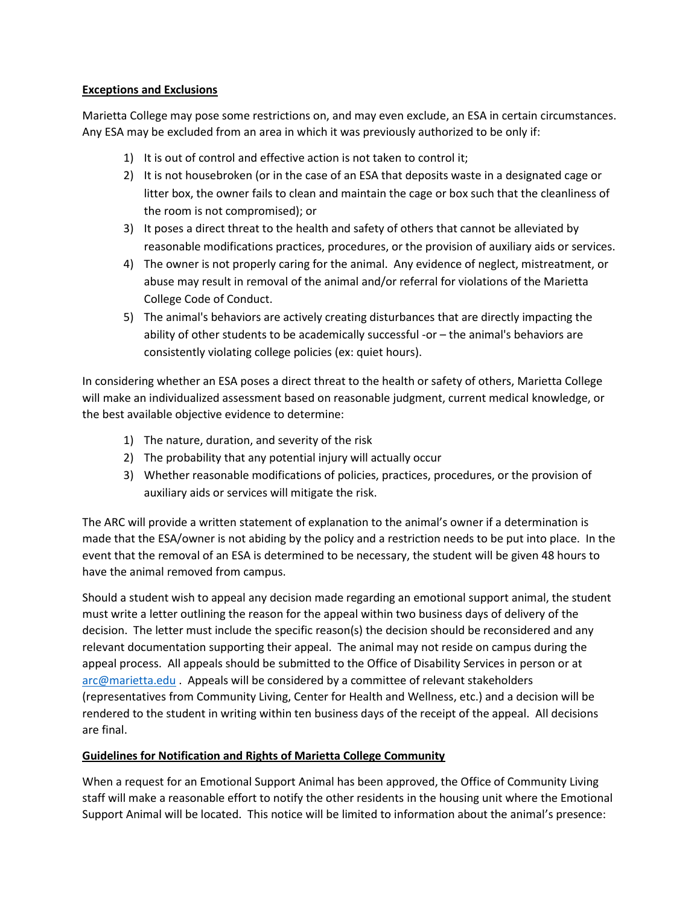**Exceptions and Exclusions**

Marietta College may pose some restrictions on, and may even exclude, an ESA in certain circumstances. Any ESA may be excluded from an area in which it was previously authorized to be only if:

1) It is out of control and effective action is not taken to control it;
2) It is not housebroken (or in the case of an ESA that deposits waste in a designated cage or litter box, the owner fails to clean and maintain the cage or box such that the cleanliness of the room is not compromised); or
3) It poses a direct threat to the health and safety of others that cannot be alleviated by reasonable modifications practices, procedures, or the provision of auxiliary aids or services.
4) The owner is not properly caring for the animal. Any evidence of neglect, mistreatment, or abuse may result in removal of the animal and/or referral for violations of the Marietta College Code of Conduct.
5) The animal's behaviors are actively creating disturbances that are directly impacting the ability of other students to be academically successful -or – the animal's behaviors are consistently violating college policies (ex: quiet hours).

In considering whether an ESA poses a direct threat to the health or safety of others, Marietta College will make an individualized assessment based on reasonable judgment, current medical knowledge, or the best available objective evidence to determine:

1) The nature, duration, and severity of the risk
2) The probability that any potential injury will actually occur
3) Whether reasonable modifications of policies, practices, procedures, or the provision of auxiliary aids or services will mitigate the risk.

The ARC will provide a written statement of explanation to the animal's owner if a determination is made that the ESA/owner is not abiding by the policy and a restriction needs to be put into place. In the event that the removal of an ESA is determined to be necessary, the student will be given 48 hours to have the animal removed from campus.

Should a student wish to appeal any decision made regarding an emotional support animal, the student must write a letter outlining the reason for the appeal within two business days of delivery of the decision. The letter must include the specific reason(s) the decision should be reconsidered and any relevant documentation supporting their appeal. The animal may not reside on campus during the appeal process. All appeals should be submitted to the Office of Disability Services in person or at arc@marietta.edu . Appeals will be considered by a committee of relevant stakeholders (representatives from Community Living, Center for Health and Wellness, etc.) and a decision will be rendered to the student in writing within ten business days of the receipt of the appeal. All decisions are final.

**Guidelines for Notification and Rights of Marietta College Community**

When a request for an Emotional Support Animal has been approved, the Office of Community Living staff will make a reasonable effort to notify the other residents in the housing unit where the Emotional Support Animal will be located. This notice will be limited to information about the animal's presence: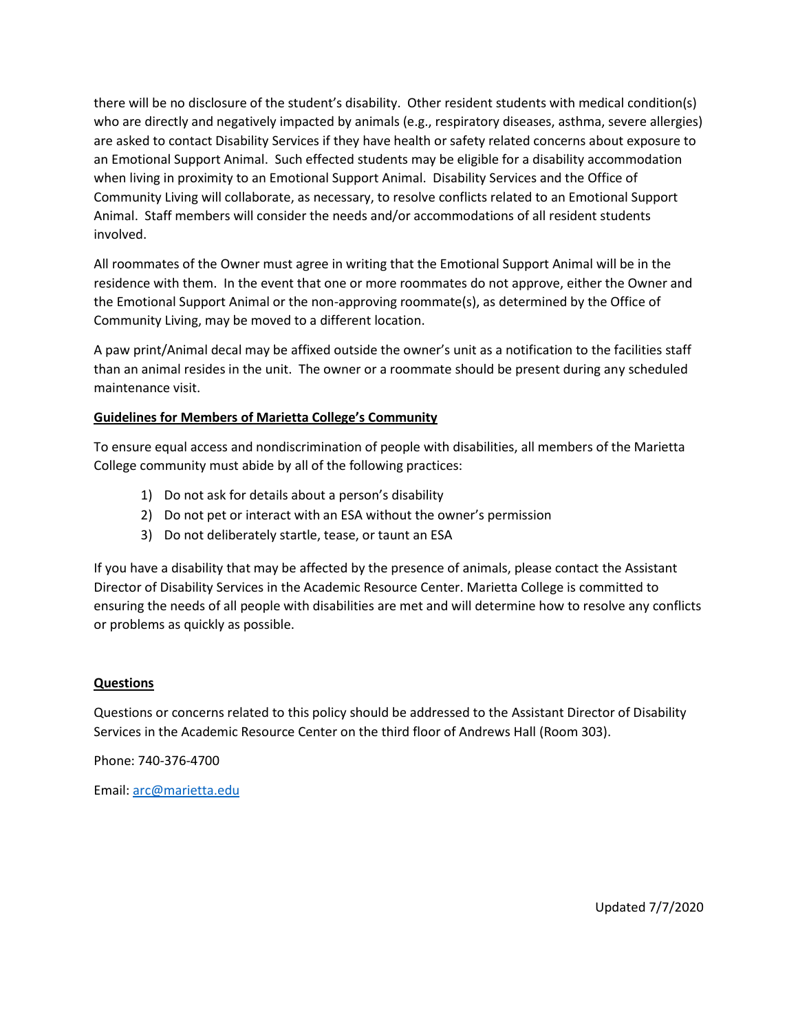there will be no disclosure of the student's disability. Other resident students with medical condition(s) who are directly and negatively impacted by animals (e.g., respiratory diseases, asthma, severe allergies) are asked to contact Disability Services if they have health or safety related concerns about exposure to an Emotional Support Animal. Such effected students may be eligible for a disability accommodation when living in proximity to an Emotional Support Animal. Disability Services and the Office of Community Living will collaborate, as necessary, to resolve conflicts related to an Emotional Support Animal. Staff members will consider the needs and/or accommodations of all resident students involved.

All roommates of the Owner must agree in writing that the Emotional Support Animal will be in the residence with them. In the event that one or more roommates do not approve, either the Owner and the Emotional Support Animal or the non-approving roommate(s), as determined by the Office of Community Living, may be moved to a different location.

A paw print/Animal decal may be affixed outside the owner's unit as a notification to the facilities staff than an animal resides in the unit. The owner or a roommate should be present during any scheduled maintenance visit.

**Guidelines for Members of Marietta College's Community**

To ensure equal access and nondiscrimination of people with disabilities, all members of the Marietta College community must abide by all of the following practices:

1) Do not ask for details about a person's disability
2) Do not pet or interact with an ESA without the owner's permission
3) Do not deliberately startle, tease, or taunt an ESA

If you have a disability that may be affected by the presence of animals, please contact the Assistant Director of Disability Services in the Academic Resource Center. Marietta College is committed to ensuring the needs of all people with disabilities are met and will determine how to resolve any conflicts or problems as quickly as possible.

**Questions**

Questions or concerns related to this policy should be addressed to the Assistant Director of Disability Services in the Academic Resource Center on the third floor of Andrews Hall (Room 303).

Phone: 740-376-4700

Email: arc@marietta.edu

Updated 7/7/2020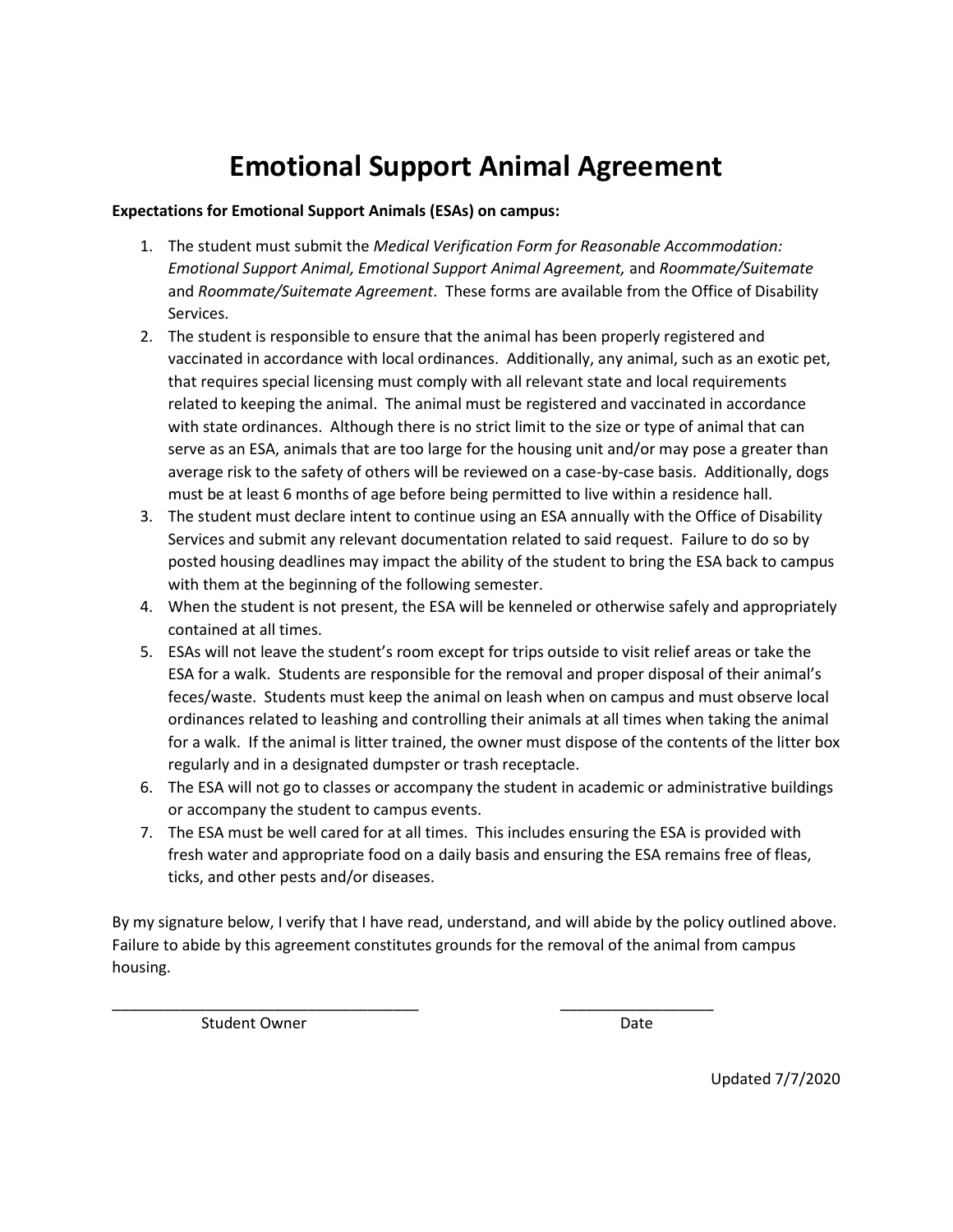# Emotional Support Animal Agreement

**Expectations for Emotional Support Animals (ESAs) on campus:**

1. The student must submit the *Medical Verification Form for Reasonable Accommodation: Emotional Support Animal, Emotional Support Animal Agreement,* and *Roommate/Suitemate* and *Roommate/Suitemate Agreement*. These forms are available from the Office of Disability Services.
2. The student is responsible to ensure that the animal has been properly registered and vaccinated in accordance with local ordinances. Additionally, any animal, such as an exotic pet, that requires special licensing must comply with all relevant state and local requirements related to keeping the animal. The animal must be registered and vaccinated in accordance with state ordinances. Although there is no strict limit to the size or type of animal that can serve as an ESA, animals that are too large for the housing unit and/or may pose a greater than average risk to the safety of others will be reviewed on a case-by-case basis. Additionally, dogs must be at least 6 months of age before being permitted to live within a residence hall.
3. The student must declare intent to continue using an ESA annually with the Office of Disability Services and submit any relevant documentation related to said request. Failure to do so by posted housing deadlines may impact the ability of the student to bring the ESA back to campus with them at the beginning of the following semester.
4. When the student is not present, the ESA will be kenneled or otherwise safely and appropriately contained at all times.
5. ESAs will not leave the student's room except for trips outside to visit relief areas or take the ESA for a walk. Students are responsible for the removal and proper disposal of their animal's feces/waste. Students must keep the animal on leash when on campus and must observe local ordinances related to leashing and controlling their animals at all times when taking the animal for a walk. If the animal is litter trained, the owner must dispose of the contents of the litter box regularly and in a designated dumpster or trash receptacle.
6. The ESA will not go to classes or accompany the student in academic or administrative buildings or accompany the student to campus events.
7. The ESA must be well cared for at all times. This includes ensuring the ESA is provided with fresh water and appropriate food on a daily basis and ensuring the ESA remains free of fleas, ticks, and other pests and/or diseases.

By my signature below, I verify that I have read, understand, and will abide by the policy outlined above. Failure to abide by this agreement constitutes grounds for the removal of the animal from campus housing.

\_\_\_\_\_\_\_\_\_\_\_\_\_\_\_\_\_\_\_\_\_\_\_\_\_\_\_\_\_\_\_\_\_\_\_\_ Student Owner

\_\_\_\_\_\_\_\_\_\_\_\_\_\_\_\_\_\_ Date

Updated 7/7/2020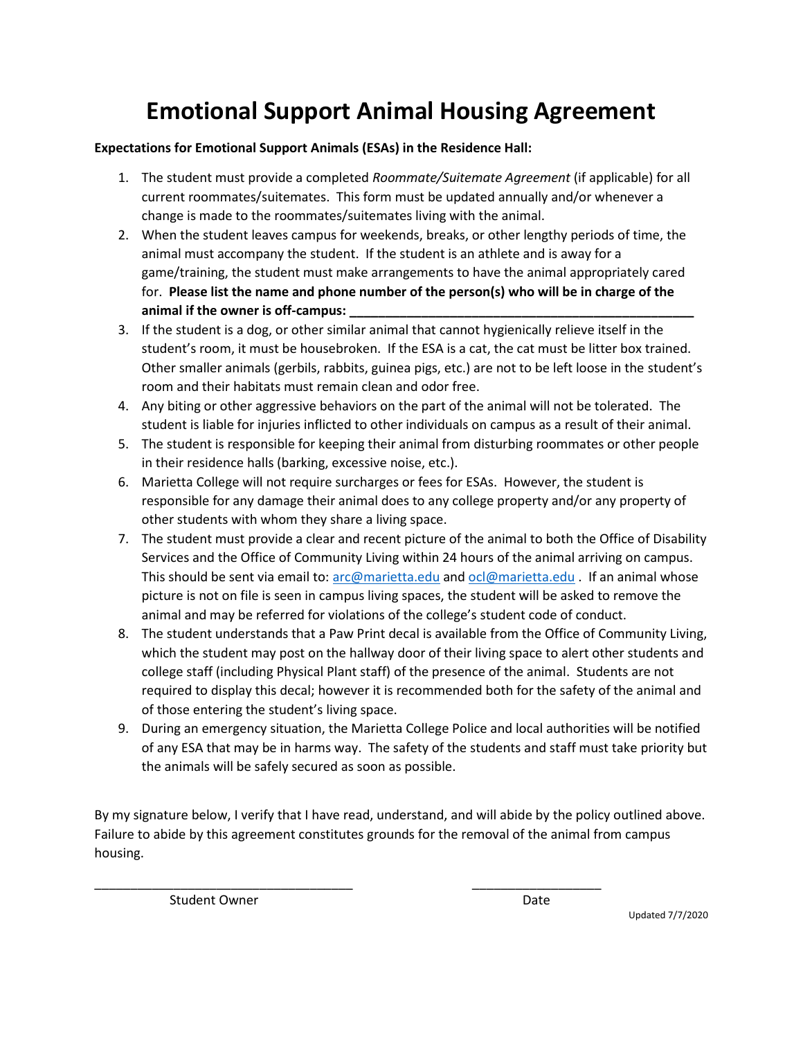# Emotional Support Animal Housing Agreement

**Expectations for Emotional Support Animals (ESAs) in the Residence Hall:**

1. The student must provide a completed *Roommate/Suitemate Agreement* (if applicable) for all current roommates/suitemates. This form must be updated annually and/or whenever a change is made to the roommates/suitemates living with the animal.
2. When the student leaves campus for weekends, breaks, or other lengthy periods of time, the animal must accompany the student. If the student is an athlete and is away for a game/training, the student must make arrangements to have the animal appropriately cared for. **Please list the name and phone number of the person(s) who will be in charge of the animal if the owner is off-campus: _______________________________________________**
3. If the student is a dog, or other similar animal that cannot hygienically relieve itself in the student's room, it must be housebroken. If the ESA is a cat, the cat must be litter box trained. Other smaller animals (gerbils, rabbits, guinea pigs, etc.) are not to be left loose in the student's room and their habitats must remain clean and odor free.
4. Any biting or other aggressive behaviors on the part of the animal will not be tolerated. The student is liable for injuries inflicted to other individuals on campus as a result of their animal.
5. The student is responsible for keeping their animal from disturbing roommates or other people in their residence halls (barking, excessive noise, etc.).
6. Marietta College will not require surcharges or fees for ESAs. However, the student is responsible for any damage their animal does to any college property and/or any property of other students with whom they share a living space.
7. The student must provide a clear and recent picture of the animal to both the Office of Disability Services and the Office of Community Living within 24 hours of the animal arriving on campus. This should be sent via email to: arc@marietta.edu and ocl@marietta.edu . If an animal whose picture is not on file is seen in campus living spaces, the student will be asked to remove the animal and may be referred for violations of the college's student code of conduct.
8. The student understands that a Paw Print decal is available from the Office of Community Living, which the student may post on the hallway door of their living space to alert other students and college staff (including Physical Plant staff) of the presence of the animal. Students are not required to display this decal; however it is recommended both for the safety of the animal and of those entering the student's living space.
9. During an emergency situation, the Marietta College Police and local authorities will be notified of any ESA that may be in harms way. The safety of the students and staff must take priority but the animals will be safely secured as soon as possible.

By my signature below, I verify that I have read, understand, and will abide by the policy outlined above. Failure to abide by this agreement constitutes grounds for the removal of the animal from campus housing.

___________________________________ ___________________

Student Owner Date

Updated 7/7/2020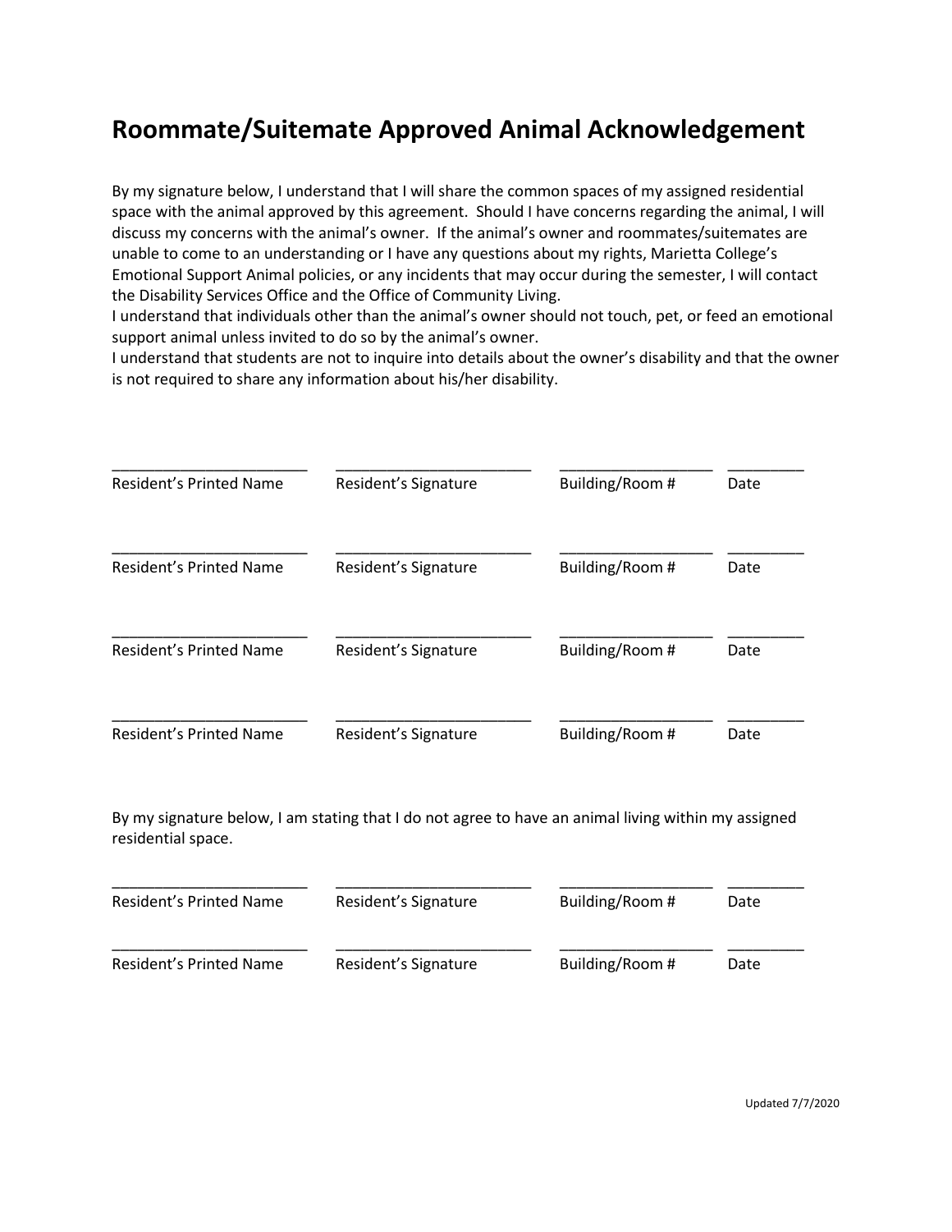# Roommate/Suitemate Approved Animal Acknowledgement

By my signature below, I understand that I will share the common spaces of my assigned residential space with the animal approved by this agreement. Should I have concerns regarding the animal, I will discuss my concerns with the animal's owner. If the animal's owner and roommates/suitemates are unable to come to an understanding or I have any questions about my rights, Marietta College's Emotional Support Animal policies, or any incidents that may occur during the semester, I will contact the Disability Services Office and the Office of Community Living.

I understand that individuals other than the animal's owner should not touch, pet, or feed an emotional support animal unless invited to do so by the animal's owner.

I understand that students are not to inquire into details about the owner's disability and that the owner is not required to share any information about his/her disability.

| Resident's Printed Name | Resident's Signature | Building/Room # | Date |
|---|---|---|---|
| ______________________ | ______________________ | _________________ | _________ |
| ______________________ | ______________________ | _________________ | _________ |
| ______________________ | ______________________ | _________________ | _________ |
| ______________________ | ______________________ | _________________ | _________ |

By my signature below, I am stating that I do not agree to have an animal living within my assigned residential space.

| Resident's Printed Name | Resident's Signature | Building/Room # | Date |
|---|---|---|---|
| ______________________ | ______________________ | _________________ | _________ |
| ______________________ | ______________________ | _________________ | _________ |

Updated 7/7/2020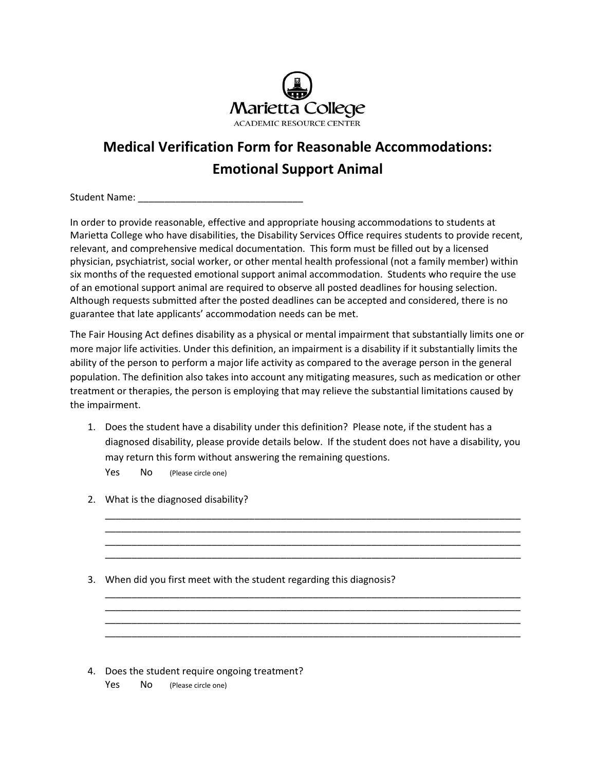Marietta College

ACADEMIC RESOURCE CENTER

# Medical Verification Form for Reasonable Accommodations: Emotional Support Animal

Student Name: ______________________________

In order to provide reasonable, effective and appropriate housing accommodations to students at Marietta College who have disabilities, the Disability Services Office requires students to provide recent, relevant, and comprehensive medical documentation. This form must be filled out by a licensed physician, psychiatrist, social worker, or other mental health professional (not a family member) within six months of the requested emotional support animal accommodation. Students who require the use of an emotional support animal are required to observe all posted deadlines for housing selection. Although requests submitted after the posted deadlines can be accepted and considered, there is no guarantee that late applicants' accommodation needs can be met.

The Fair Housing Act defines disability as a physical or mental impairment that substantially limits one or more major life activities. Under this definition, an impairment is a disability if it substantially limits the ability of the person to perform a major life activity as compared to the average person in the general population. The definition also takes into account any mitigating measures, such as medication or other treatment or therapies, the person is employing that may relieve the substantial limitations caused by the impairment.

1. Does the student have a disability under this definition? Please note, if the student has a diagnosed disability, please provide details below. If the student does not have a disability, you may return this form without answering the remaining questions.

   Yes    No    (Please circle one)

2. What is the diagnosed disability?

   ______________________________________________________________________________
   ______________________________________________________________________________
   ______________________________________________________________________________
   ______________________________________________________________________________

3. When did you first meet with the student regarding this diagnosis?

   ______________________________________________________________________________
   ______________________________________________________________________________
   ______________________________________________________________________________
   ______________________________________________________________________________

4. Does the student require ongoing treatment?

   Yes    No    (Please circle one)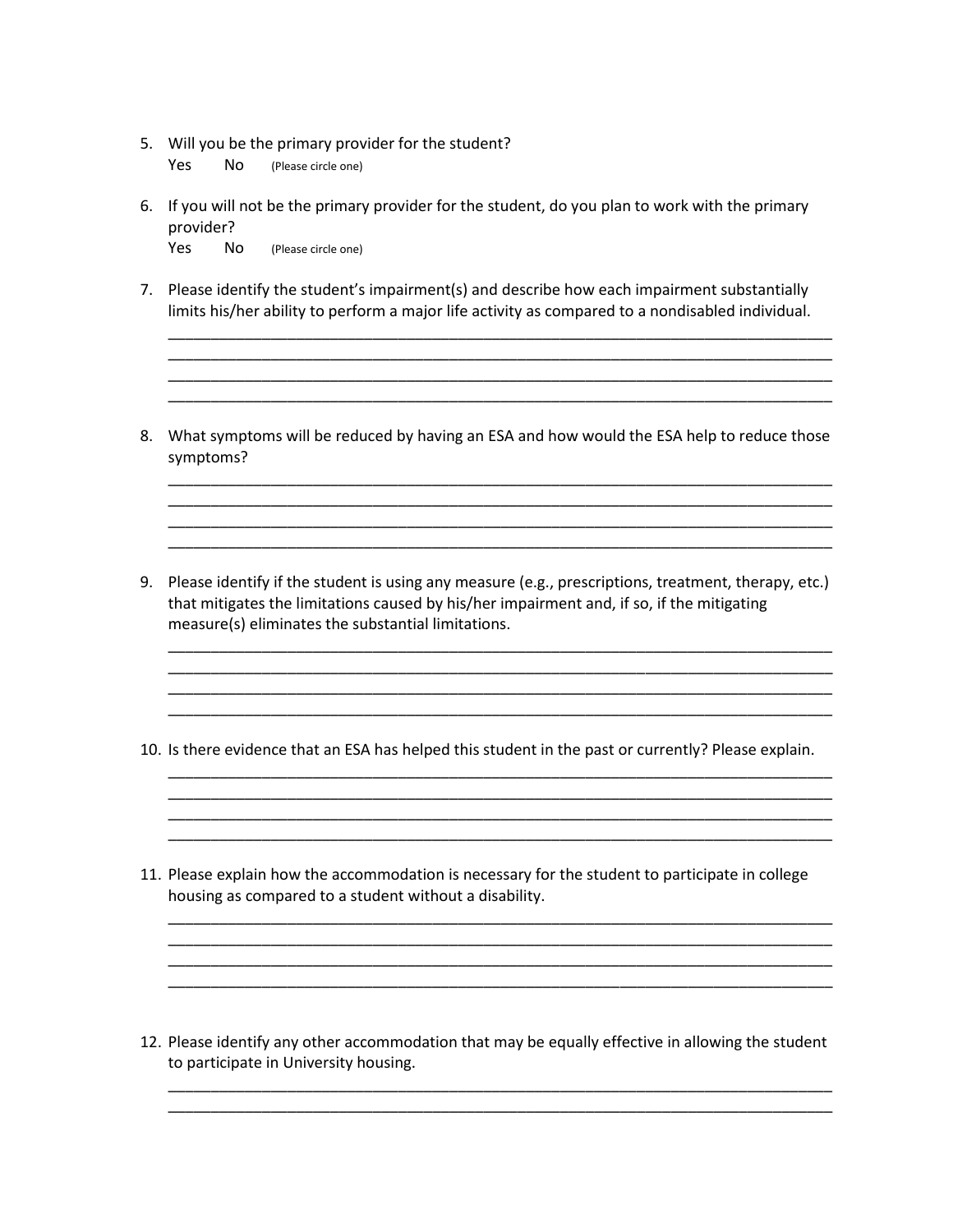5. Will you be the primary provider for the student?

   Yes  No  (Please circle one)

6. If you will not be the primary provider for the student, do you plan to work with the primary provider?

   Yes  No  (Please circle one)

7. Please identify the student's impairment(s) and describe how each impairment substantially limits his/her ability to perform a major life activity as compared to a nondisabled individual.

   ______________________________________________________________________________
   ______________________________________________________________________________
   ______________________________________________________________________________
   ______________________________________________________________________________

8. What symptoms will be reduced by having an ESA and how would the ESA help to reduce those symptoms?

   ______________________________________________________________________________
   ______________________________________________________________________________
   ______________________________________________________________________________
   ______________________________________________________________________________

9. Please identify if the student is using any measure (e.g., prescriptions, treatment, therapy, etc.) that mitigates the limitations caused by his/her impairment and, if so, if the mitigating measure(s) eliminates the substantial limitations.

   ______________________________________________________________________________
   ______________________________________________________________________________
   ______________________________________________________________________________
   ______________________________________________________________________________

10. Is there evidence that an ESA has helped this student in the past or currently? Please explain.

    ______________________________________________________________________________
    ______________________________________________________________________________
    ______________________________________________________________________________
    ______________________________________________________________________________

11. Please explain how the accommodation is necessary for the student to participate in college housing as compared to a student without a disability.

    ______________________________________________________________________________
    ______________________________________________________________________________
    ______________________________________________________________________________
    ______________________________________________________________________________

12. Please identify any other accommodation that may be equally effective in allowing the student to participate in University housing.

    ______________________________________________________________________________
    ______________________________________________________________________________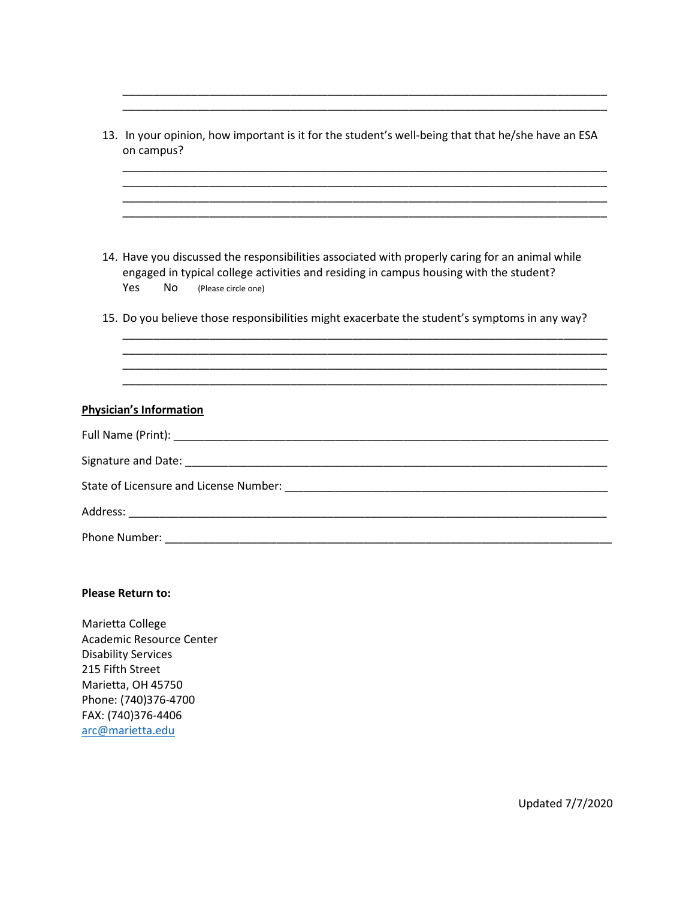________________________________________________________________________________
________________________________________________________________________________

13. In your opinion, how important is it for the student's well-being that that he/she have an ESA on campus?

________________________________________________________________________________
________________________________________________________________________________
________________________________________________________________________________
________________________________________________________________________________

14. Have you discussed the responsibilities associated with properly caring for an animal while engaged in typical college activities and residing in campus housing with the student?
    Yes    No    (Please circle one)

15. Do you believe those responsibilities might exacerbate the student's symptoms in any way?

________________________________________________________________________________
________________________________________________________________________________
________________________________________________________________________________
________________________________________________________________________________

**Physician's Information**

Full Name (Print): ____________________________________________________________

Signature and Date: ___________________________________________________________

State of Licensure and License Number: ________________________________________

Address: _____________________________________________________________________

Phone Number: ________________________________________________________________

**Please Return to:**

Marietta College
Academic Resource Center
Disability Services
215 Fifth Street
Marietta, OH 45750
Phone: (740)376-4700
FAX: (740)376-4406
arc@marietta.edu

Updated 7/7/2020